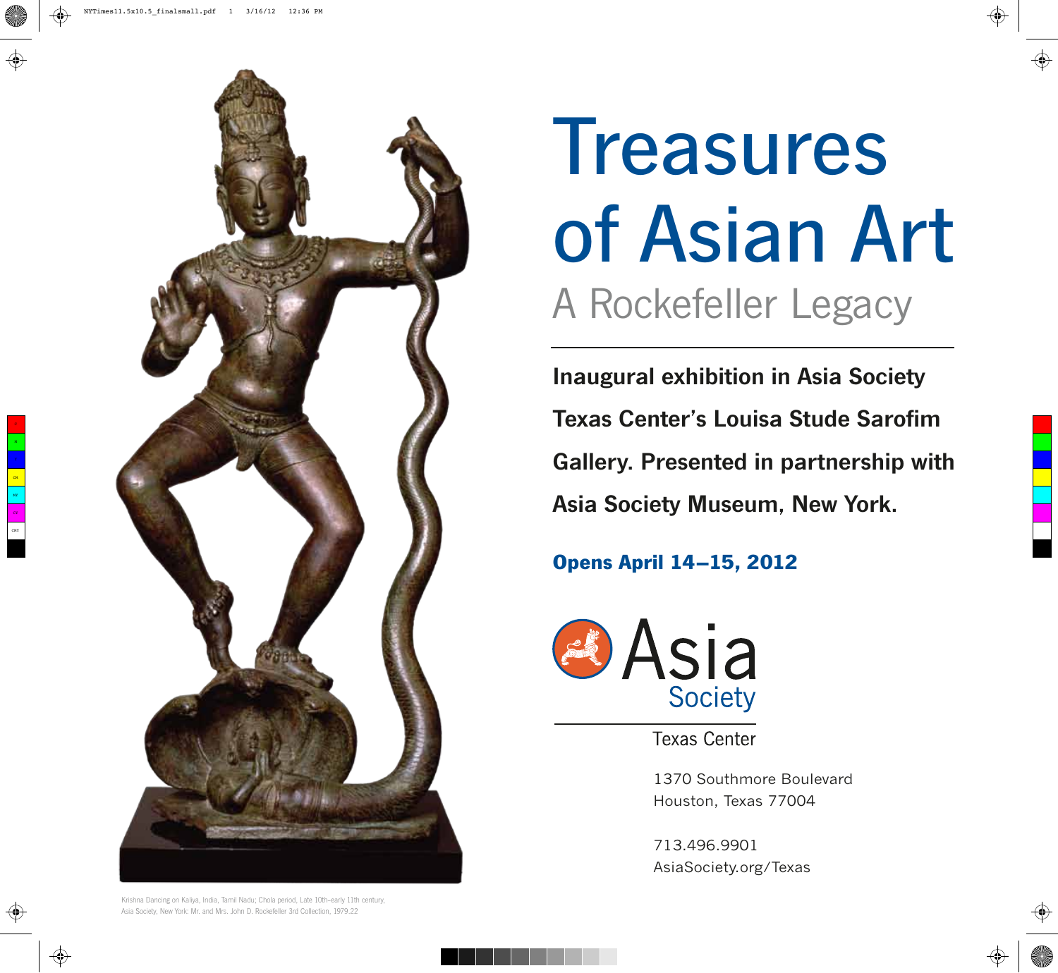# Treasures of Asian Art

## A Rockefeller Legacy

**Inaugural exhibition in Asia Society Texas Center's Louisa Stude Sarofim Gallery. Presented in partnership with Asia Society Museum, New York.**

**Opens April 14–15, 2012**

Asia Society

Texas Center

1370 Southmore Boulevard
Houston, Texas 77004

713.496.9901
AsiaSociety.org/Texas

Krishna Dancing on Kaliya, India, Tamil Nadu; Chola period, Late 10th–early 11th century, Asia Society, New York: Mr. and Mrs. John D. Rockefeller 3rd Collection, 1979.22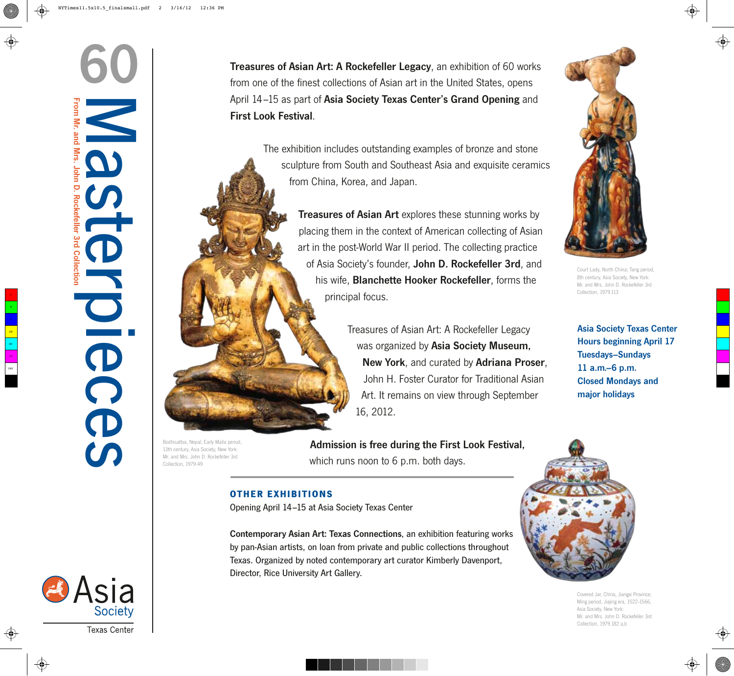# 60 Masterpieces

From Mr. and Mrs. John D. Rockefeller 3rd Collection

**Treasures of Asian Art: A Rockefeller Legacy**, an exhibition of 60 works from one of the finest collections of Asian art in the United States, opens April 14–15 as part of **Asia Society Texas Center's Grand Opening** and **First Look Festival**.

The exhibition includes outstanding examples of bronze and stone sculpture from South and Southeast Asia and exquisite ceramics from China, Korea, and Japan.

**Treasures of Asian Art** explores these stunning works by placing them in the context of American collecting of Asian art in the post-World War II period. The collecting practice of Asia Society's founder, **John D. Rockefeller 3rd**, and his wife, **Blanchette Hooker Rockefeller**, forms the principal focus.

Treasures of Asian Art: A Rockefeller Legacy was organized by **Asia Society Museum, New York**, and curated by **Adriana Proser**, John H. Foster Curator for Traditional Asian Art. It remains on view through September 16, 2012.

**Admission is free during the First Look Festival,** which runs noon to 6 p.m. both days.

Court Lady, North China; Tang period, 8th century, Asia Society, New York: Mr. and Mrs. John D. Rockefeller 3rd Collection, 1979.113

**Asia Society Texas Center Hours beginning April 17**
**Tuesdays–Sundays**
**11 a.m.–6 p.m.**
**Closed Mondays and major holidays**

Bodhisattva, Nepal; Early Malla period, 13th century, Asia Society, New York: Mr. and Mrs. John D. Rockefeller 3rd Collection, 1979.49

## OTHER EXHIBITIONS

Opening April 14–15 at Asia Society Texas Center

**Contemporary Asian Art: Texas Connections**, an exhibition featuring works by pan-Asian artists, on loan from private and public collections throughout Texas. Organized by noted contemporary art curator Kimberly Davenport, Director, Rice University Art Gallery.

Covered Jar, China, Jiangxi Province; Ming period, Jiajing era, 1522–1566, Asia Society, New York: Mr. and Mrs. John D. Rockefeller 3rd Collection, 1979.182 a,b

Asia Society
Texas Center